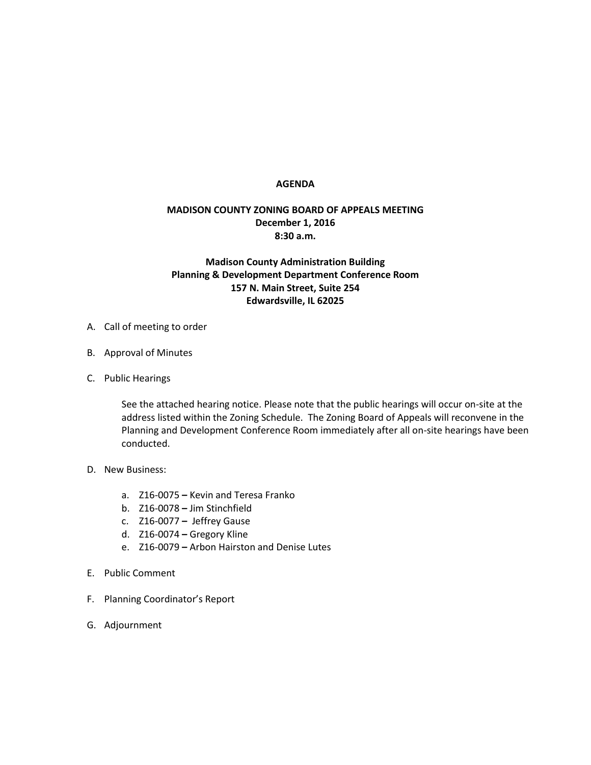# AGENDA

## MADISON COUNTY ZONING BOARD OF APPEALS MEETING
**December 1, 2016**
**8:30 a.m.**

**Madison County Administration Building**
**Planning & Development Department Conference Room**
**157 N. Main Street, Suite 254**
**Edwardsville, IL 62025**

A. Call of meeting to order

B. Approval of Minutes

C. Public Hearings

   See the attached hearing notice. Please note that the public hearings will occur on-site at the address listed within the Zoning Schedule. The Zoning Board of Appeals will reconvene in the Planning and Development Conference Room immediately after all on-site hearings have been conducted.

D. New Business:

   a. Z16-0075 **–** Kevin and Teresa Franko
   b. Z16-0078 **–** Jim Stinchfield
   c. Z16-0077 **–** Jeffrey Gause
   d. Z16-0074 **–** Gregory Kline
   e. Z16-0079 **–** Arbon Hairston and Denise Lutes

E. Public Comment

F. Planning Coordinator's Report

G. Adjournment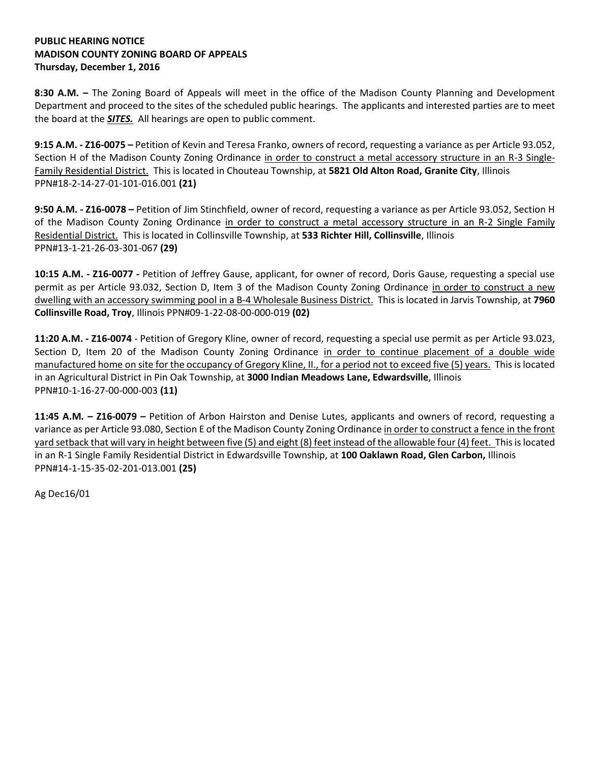**PUBLIC HEARING NOTICE**
**MADISON COUNTY ZONING BOARD OF APPEALS**
**Thursday, December 1, 2016**

**8:30 A.M. –** The Zoning Board of Appeals will meet in the office of the Madison County Planning and Development Department and proceed to the sites of the scheduled public hearings. The applicants and interested parties are to meet the board at the ***SITES.*** All hearings are open to public comment.

**9:15 A.M. - Z16-0075 –** Petition of Kevin and Teresa Franko, owners of record, requesting a variance as per Article 93.052, Section H of the Madison County Zoning Ordinance in order to construct a metal accessory structure in an R-3 Single-Family Residential District. This is located in Chouteau Township, at **5821 Old Alton Road, Granite City**, Illinois PPN#18-2-14-27-01-101-016.001 **(21)**

**9:50 A.M. - Z16-0078 –** Petition of Jim Stinchfield, owner of record, requesting a variance as per Article 93.052, Section H of the Madison County Zoning Ordinance in order to construct a metal accessory structure in an R-2 Single Family Residential District. This is located in Collinsville Township, at **533 Richter Hill, Collinsville**, Illinois PPN#13-1-21-26-03-301-067 **(29)**

**10:15 A.M. - Z16-0077 -** Petition of Jeffrey Gause, applicant, for owner of record, Doris Gause, requesting a special use permit as per Article 93.032, Section D, Item 3 of the Madison County Zoning Ordinance in order to construct a new dwelling with an accessory swimming pool in a B-4 Wholesale Business District. This is located in Jarvis Township, at **7960 Collinsville Road, Troy**, Illinois PPN#09-1-22-08-00-000-019 **(02)**

**11:20 A.M. - Z16-0074** - Petition of Gregory Kline, owner of record, requesting a special use permit as per Article 93.023, Section D, Item 20 of the Madison County Zoning Ordinance in order to continue placement of a double wide manufactured home on site for the occupancy of Gregory Kline, II., for a period not to exceed five (5) years. This is located in an Agricultural District in Pin Oak Township, at **3000 Indian Meadows Lane, Edwardsville**, Illinois PPN#10-1-16-27-00-000-003 **(11)**

**11:45 A.M. – Z16-0079 –** Petition of Arbon Hairston and Denise Lutes, applicants and owners of record, requesting a variance as per Article 93.080, Section E of the Madison County Zoning Ordinance in order to construct a fence in the front yard setback that will vary in height between five (5) and eight (8) feet instead of the allowable four (4) feet. This is located in an R-1 Single Family Residential District in Edwardsville Township, at **100 Oaklawn Road, Glen Carbon,** Illinois PPN#14-1-15-35-02-201-013.001 **(25)**

Ag Dec16/01